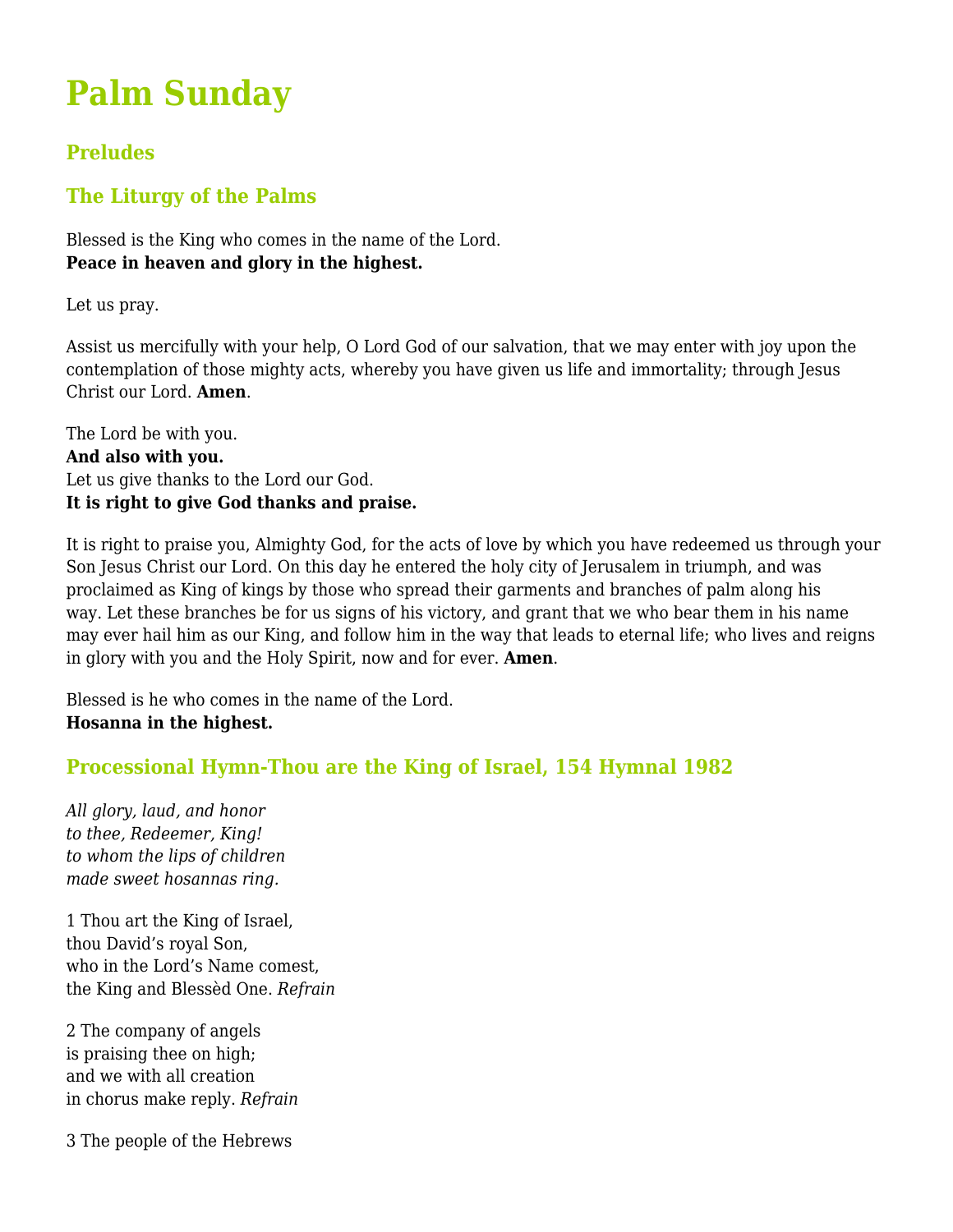# Palm Sunday

## Preludes

## The Liturgy of the Palms

Blessed is the King who comes in the name of the Lord.
**Peace in heaven and glory in the highest.**

Let us pray.

Assist us mercifully with your help, O Lord God of our salvation, that we may enter with joy upon the contemplation of those mighty acts, whereby you have given us life and immortality; through Jesus Christ our Lord. **Amen**.

The Lord be with you.
**And also with you.**
Let us give thanks to the Lord our God.
**It is right to give God thanks and praise.**

It is right to praise you, Almighty God, for the acts of love by which you have redeemed us through your Son Jesus Christ our Lord. On this day he entered the holy city of Jerusalem in triumph, and was proclaimed as King of kings by those who spread their garments and branches of palm along his way. Let these branches be for us signs of his victory, and grant that we who bear them in his name may ever hail him as our King, and follow him in the way that leads to eternal life; who lives and reigns in glory with you and the Holy Spirit, now and for ever. **Amen**.

Blessed is he who comes in the name of the Lord.
**Hosanna in the highest.**

## Processional Hymn-Thou are the King of Israel, 154 Hymnal 1982

*All glory, laud, and honor*
*to thee, Redeemer, King!*
*to whom the lips of children*
*made sweet hosannas ring.*

1 Thou art the King of Israel,
thou David's royal Son,
who in the Lord's Name comest,
the King and Blessèd One. *Refrain*

2 The company of angels
is praising thee on high;
and we with all creation
in chorus make reply. *Refrain*

3 The people of the Hebrews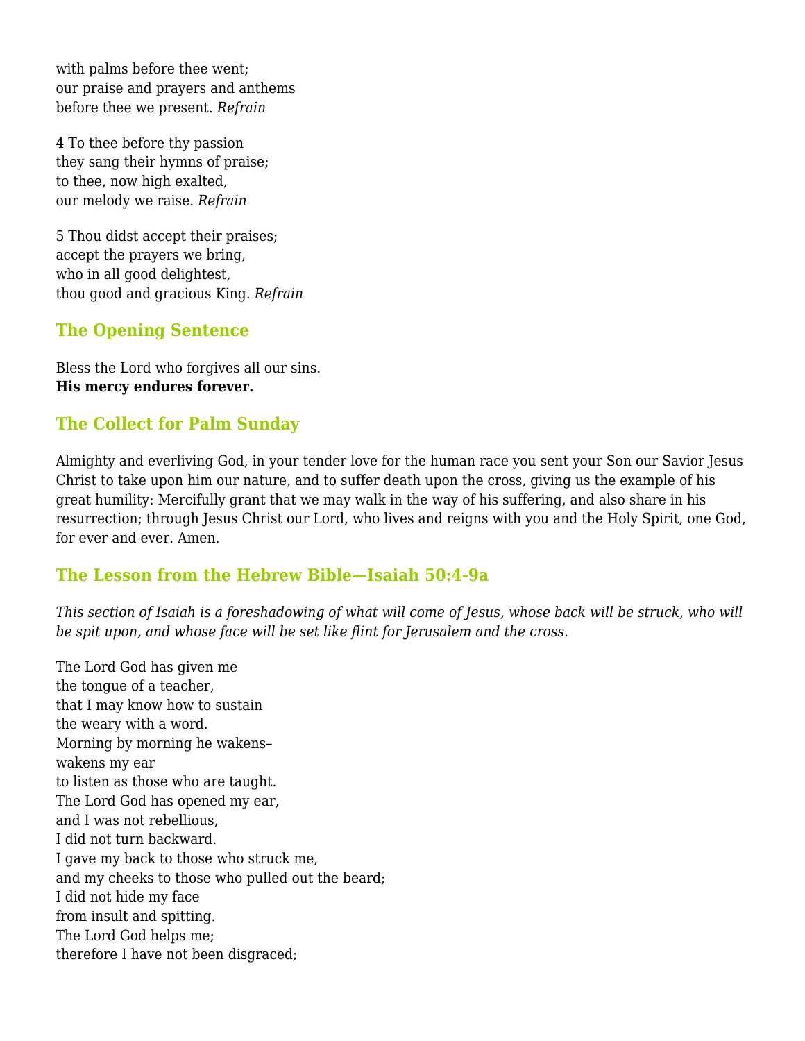with palms before thee went;
our praise and prayers and anthems
before thee we present. *Refrain*

4 To thee before thy passion
they sang their hymns of praise;
to thee, now high exalted,
our melody we raise. *Refrain*

5 Thou didst accept their praises;
accept the prayers we bring,
who in all good delightest,
thou good and gracious King. *Refrain*

## The Opening Sentence

Bless the Lord who forgives all our sins.
**His mercy endures forever.**

## The Collect for Palm Sunday

Almighty and everliving God, in your tender love for the human race you sent your Son our Savior Jesus Christ to take upon him our nature, and to suffer death upon the cross, giving us the example of his great humility: Mercifully grant that we may walk in the way of his suffering, and also share in his resurrection; through Jesus Christ our Lord, who lives and reigns with you and the Holy Spirit, one God, for ever and ever. Amen.

## The Lesson from the Hebrew Bible—Isaiah 50:4-9a

*This section of Isaiah is a foreshadowing of what will come of Jesus, whose back will be struck, who will be spit upon, and whose face will be set like flint for Jerusalem and the cross.*

The Lord God has given me
the tongue of a teacher,
that I may know how to sustain
the weary with a word.
Morning by morning he wakens–
wakens my ear
to listen as those who are taught.
The Lord God has opened my ear,
and I was not rebellious,
I did not turn backward.
I gave my back to those who struck me,
and my cheeks to those who pulled out the beard;
I did not hide my face
from insult and spitting.
The Lord God helps me;
therefore I have not been disgraced;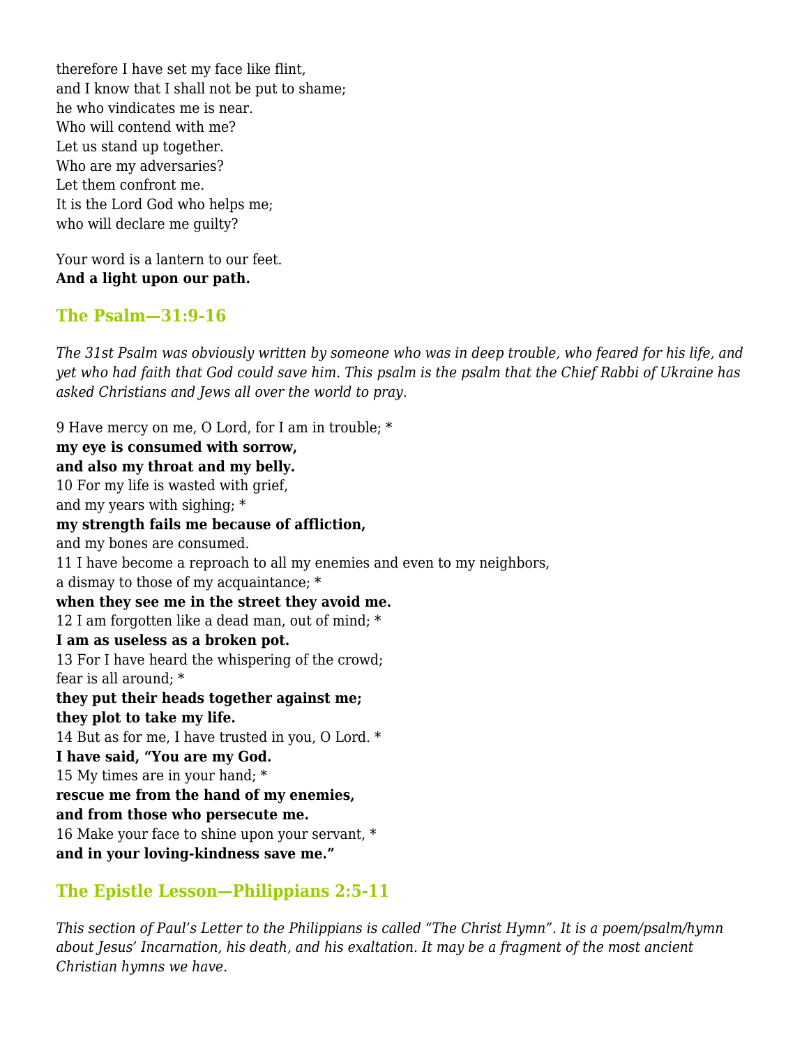therefore I have set my face like flint,
and I know that I shall not be put to shame;
he who vindicates me is near.
Who will contend with me?
Let us stand up together.
Who are my adversaries?
Let them confront me.
It is the Lord God who helps me;
who will declare me guilty?

Your word is a lantern to our feet.
**And a light upon our path.**

## The Psalm—31:9-16

*The 31st Psalm was obviously written by someone who was in deep trouble, who feared for his life, and yet who had faith that God could save him. This psalm is the psalm that the Chief Rabbi of Ukraine has asked Christians and Jews all over the world to pray.*

9 Have mercy on me, O Lord, for I am in trouble; *
**my eye is consumed with sorrow,**
**and also my throat and my belly.**
10 For my life is wasted with grief,
and my years with sighing; *
**my strength fails me because of affliction,**
and my bones are consumed.
11 I have become a reproach to all my enemies and even to my neighbors,
a dismay to those of my acquaintance; *
**when they see me in the street they avoid me.**
12 I am forgotten like a dead man, out of mind; *
**I am as useless as a broken pot.**
13 For I have heard the whispering of the crowd;
fear is all around; *
**they put their heads together against me;**
**they plot to take my life.**
14 But as for me, I have trusted in you, O Lord. *
**I have said, "You are my God.**
15 My times are in your hand; *
**rescue me from the hand of my enemies,**
**and from those who persecute me.**
16 Make your face to shine upon your servant, *
**and in your loving-kindness save me."**

## The Epistle Lesson—Philippians 2:5-11

*This section of Paul's Letter to the Philippians is called "The Christ Hymn". It is a poem/psalm/hymn about Jesus' Incarnation, his death, and his exaltation. It may be a fragment of the most ancient Christian hymns we have.*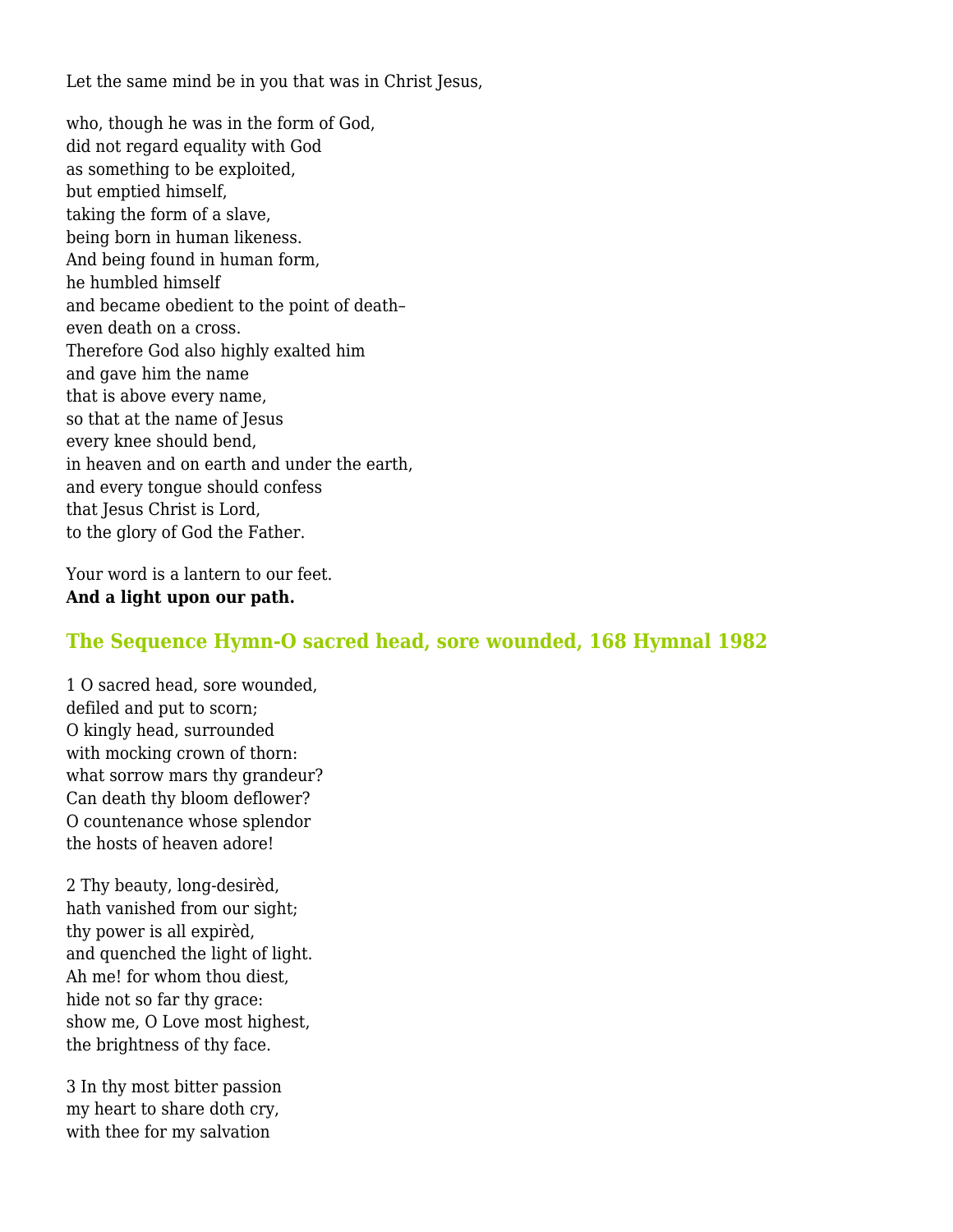Let the same mind be in you that was in Christ Jesus,

who, though he was in the form of God,
did not regard equality with God
as something to be exploited,
but emptied himself,
taking the form of a slave,
being born in human likeness.
And being found in human form,
he humbled himself
and became obedient to the point of death–
even death on a cross.
Therefore God also highly exalted him
and gave him the name
that is above every name,
so that at the name of Jesus
every knee should bend,
in heaven and on earth and under the earth,
and every tongue should confess
that Jesus Christ is Lord,
to the glory of God the Father.

Your word is a lantern to our feet.
**And a light upon our path.**

### The Sequence Hymn-O sacred head, sore wounded, 168 Hymnal 1982

1 O sacred head, sore wounded,
defiled and put to scorn;
O kingly head, surrounded
with mocking crown of thorn:
what sorrow mars thy grandeur?
Can death thy bloom deflower?
O countenance whose splendor
the hosts of heaven adore!

2 Thy beauty, long-desirèd,
hath vanished from our sight;
thy power is all expirèd,
and quenched the light of light.
Ah me! for whom thou diest,
hide not so far thy grace:
show me, O Love most highest,
the brightness of thy face.

3 In thy most bitter passion
my heart to share doth cry,
with thee for my salvation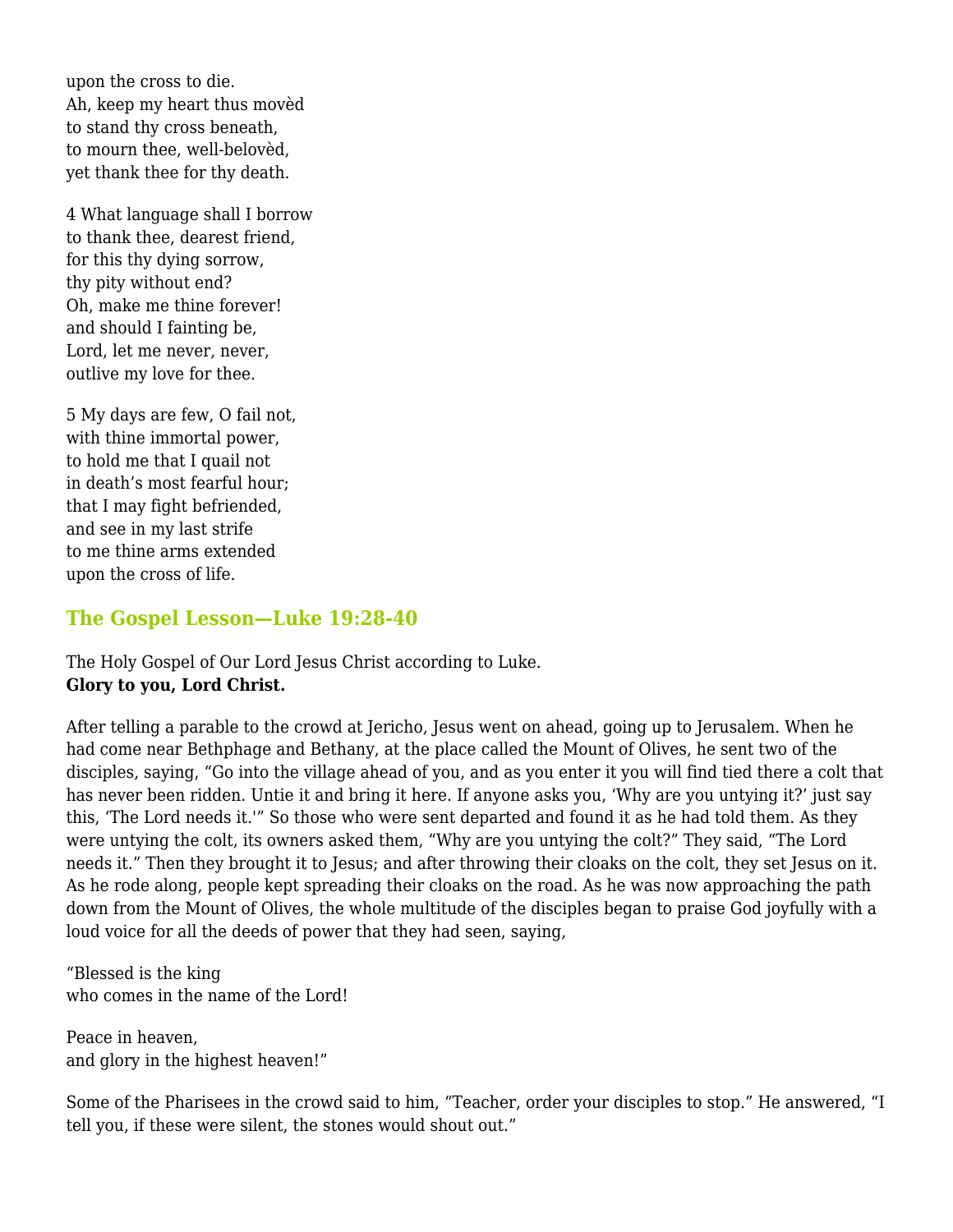upon the cross to die.
Ah, keep my heart thus movèd
to stand thy cross beneath,
to mourn thee, well-belovèd,
yet thank thee for thy death.

4 What language shall I borrow
to thank thee, dearest friend,
for this thy dying sorrow,
thy pity without end?
Oh, make me thine forever!
and should I fainting be,
Lord, let me never, never,
outlive my love for thee.

5 My days are few, O fail not,
with thine immortal power,
to hold me that I quail not
in death's most fearful hour;
that I may fight befriended,
and see in my last strife
to me thine arms extended
upon the cross of life.

## The Gospel Lesson—Luke 19:28-40

The Holy Gospel of Our Lord Jesus Christ according to Luke.
**Glory to you, Lord Christ.**

After telling a parable to the crowd at Jericho, Jesus went on ahead, going up to Jerusalem. When he had come near Bethphage and Bethany, at the place called the Mount of Olives, he sent two of the disciples, saying, "Go into the village ahead of you, and as you enter it you will find tied there a colt that has never been ridden. Untie it and bring it here. If anyone asks you, 'Why are you untying it?' just say this, 'The Lord needs it.'" So those who were sent departed and found it as he had told them. As they were untying the colt, its owners asked them, "Why are you untying the colt?" They said, "The Lord needs it." Then they brought it to Jesus; and after throwing their cloaks on the colt, they set Jesus on it. As he rode along, people kept spreading their cloaks on the road. As he was now approaching the path down from the Mount of Olives, the whole multitude of the disciples began to praise God joyfully with a loud voice for all the deeds of power that they had seen, saying,

"Blessed is the king
who comes in the name of the Lord!

Peace in heaven,
and glory in the highest heaven!"

Some of the Pharisees in the crowd said to him, "Teacher, order your disciples to stop." He answered, "I tell you, if these were silent, the stones would shout out."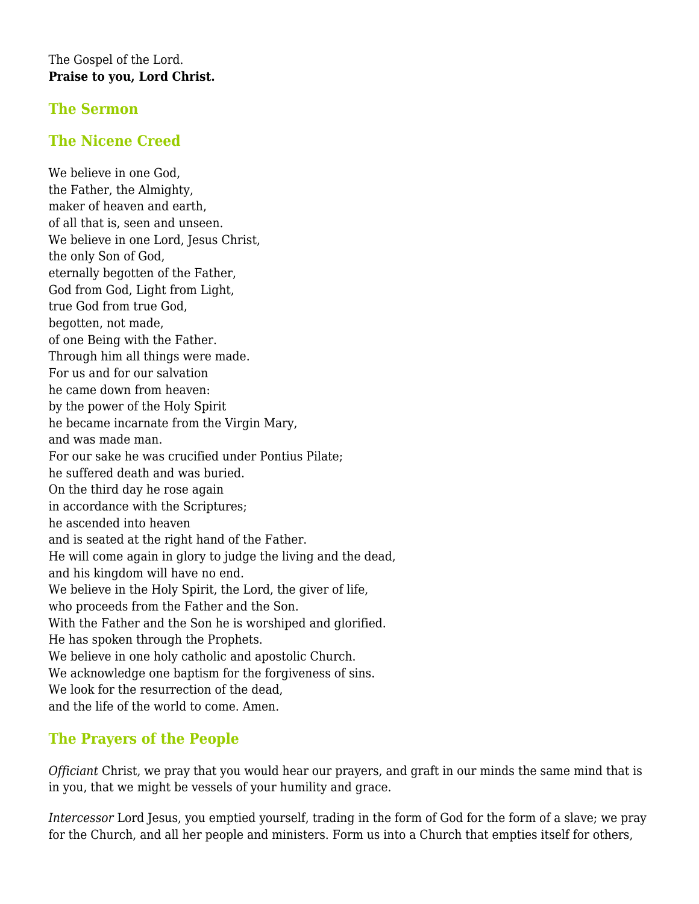The Gospel of the Lord.
**Praise to you, Lord Christ.**

## The Sermon

## The Nicene Creed

We believe in one God,
the Father, the Almighty,
maker of heaven and earth,
of all that is, seen and unseen.
We believe in one Lord, Jesus Christ,
the only Son of God,
eternally begotten of the Father,
God from God, Light from Light,
true God from true God,
begotten, not made,
of one Being with the Father.
Through him all things were made.
For us and for our salvation
he came down from heaven:
by the power of the Holy Spirit
he became incarnate from the Virgin Mary,
and was made man.
For our sake he was crucified under Pontius Pilate;
he suffered death and was buried.
On the third day he rose again
in accordance with the Scriptures;
he ascended into heaven
and is seated at the right hand of the Father.
He will come again in glory to judge the living and the dead,
and his kingdom will have no end.
We believe in the Holy Spirit, the Lord, the giver of life,
who proceeds from the Father and the Son.
With the Father and the Son he is worshiped and glorified.
He has spoken through the Prophets.
We believe in one holy catholic and apostolic Church.
We acknowledge one baptism for the forgiveness of sins.
We look for the resurrection of the dead,
and the life of the world to come. Amen.

## The Prayers of the People

*Officiant* Christ, we pray that you would hear our prayers, and graft in our minds the same mind that is in you, that we might be vessels of your humility and grace.

*Intercessor* Lord Jesus, you emptied yourself, trading in the form of God for the form of a slave; we pray for the Church, and all her people and ministers. Form us into a Church that empties itself for others,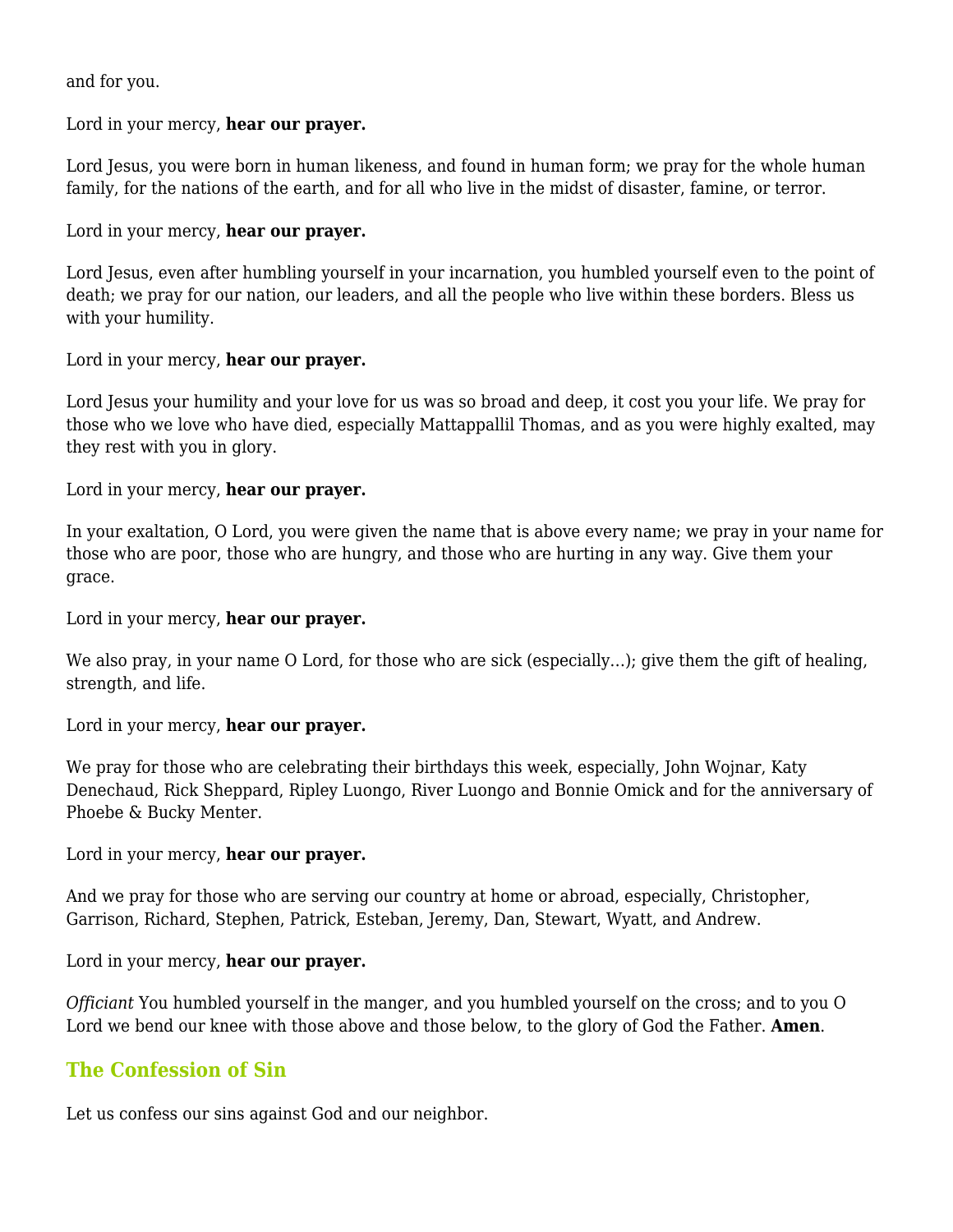and for you.

Lord in your mercy, **hear our prayer.**

Lord Jesus, you were born in human likeness, and found in human form; we pray for the whole human family, for the nations of the earth, and for all who live in the midst of disaster, famine, or terror.

Lord in your mercy, **hear our prayer.**

Lord Jesus, even after humbling yourself in your incarnation, you humbled yourself even to the point of death; we pray for our nation, our leaders, and all the people who live within these borders. Bless us with your humility.

Lord in your mercy, **hear our prayer.**

Lord Jesus your humility and your love for us was so broad and deep, it cost you your life. We pray for those who we love who have died, especially Mattappallil Thomas, and as you were highly exalted, may they rest with you in glory.

Lord in your mercy, **hear our prayer.**

In your exaltation, O Lord, you were given the name that is above every name; we pray in your name for those who are poor, those who are hungry, and those who are hurting in any way. Give them your grace.

Lord in your mercy, **hear our prayer.**

We also pray, in your name O Lord, for those who are sick (especially…); give them the gift of healing, strength, and life.

Lord in your mercy, **hear our prayer.**

We pray for those who are celebrating their birthdays this week, especially, John Wojnar, Katy Denechaud, Rick Sheppard, Ripley Luongo, River Luongo and Bonnie Omick and for the anniversary of Phoebe & Bucky Menter.

Lord in your mercy, **hear our prayer.**

And we pray for those who are serving our country at home or abroad, especially, Christopher, Garrison, Richard, Stephen, Patrick, Esteban, Jeremy, Dan, Stewart, Wyatt, and Andrew.

Lord in your mercy, **hear our prayer.**

*Officiant* You humbled yourself in the manger, and you humbled yourself on the cross; and to you O Lord we bend our knee with those above and those below, to the glory of God the Father. **Amen**.

## The Confession of Sin

Let us confess our sins against God and our neighbor.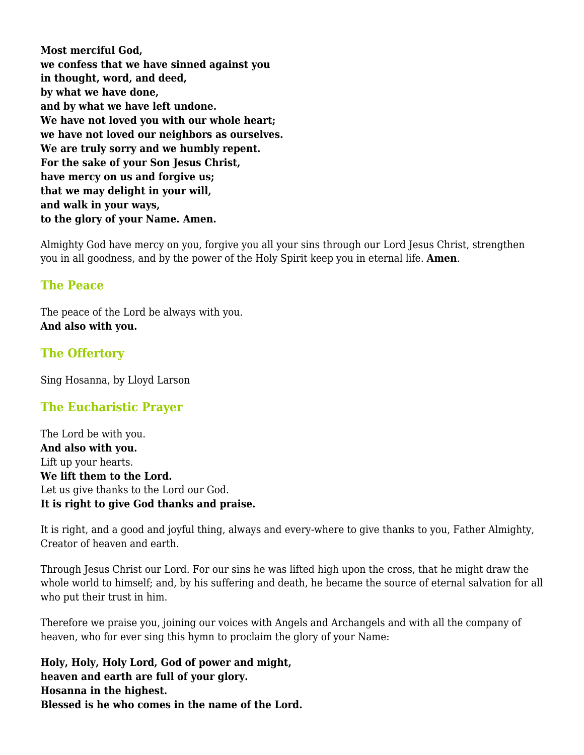**Most merciful God,**
**we confess that we have sinned against you**
**in thought, word, and deed,**
**by what we have done,**
**and by what we have left undone.**
**We have not loved you with our whole heart;**
**we have not loved our neighbors as ourselves.**
**We are truly sorry and we humbly repent.**
**For the sake of your Son Jesus Christ,**
**have mercy on us and forgive us;**
**that we may delight in your will,**
**and walk in your ways,**
**to the glory of your Name. Amen.**

Almighty God have mercy on you, forgive you all your sins through our Lord Jesus Christ, strengthen you in all goodness, and by the power of the Holy Spirit keep you in eternal life. **Amen**.

### The Peace

The peace of the Lord be always with you.
**And also with you.**

### The Offertory

Sing Hosanna, by Lloyd Larson

### The Eucharistic Prayer

The Lord be with you.
**And also with you.**
Lift up your hearts.
**We lift them to the Lord.**
Let us give thanks to the Lord our God.
**It is right to give God thanks and praise.**

It is right, and a good and joyful thing, always and every-where to give thanks to you, Father Almighty, Creator of heaven and earth.

Through Jesus Christ our Lord. For our sins he was lifted high upon the cross, that he might draw the whole world to himself; and, by his suffering and death, he became the source of eternal salvation for all who put their trust in him.

Therefore we praise you, joining our voices with Angels and Archangels and with all the company of heaven, who for ever sing this hymn to proclaim the glory of your Name:

**Holy, Holy, Holy Lord, God of power and might,**
**heaven and earth are full of your glory.**
**Hosanna in the highest.**
**Blessed is he who comes in the name of the Lord.**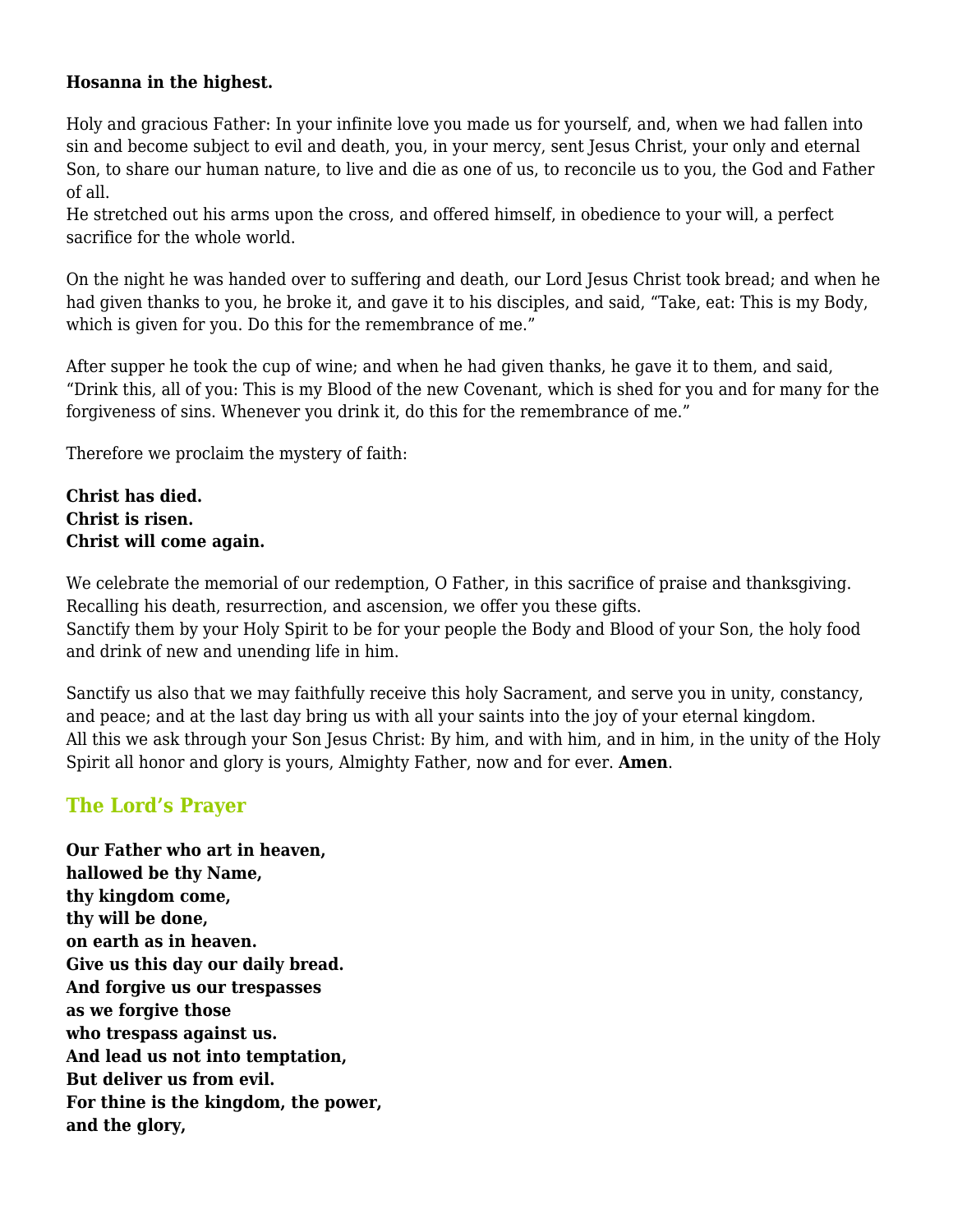**Hosanna in the highest.**

Holy and gracious Father: In your infinite love you made us for yourself, and, when we had fallen into sin and become subject to evil and death, you, in your mercy, sent Jesus Christ, your only and eternal Son, to share our human nature, to live and die as one of us, to reconcile us to you, the God and Father of all.
He stretched out his arms upon the cross, and offered himself, in obedience to your will, a perfect sacrifice for the whole world.

On the night he was handed over to suffering and death, our Lord Jesus Christ took bread; and when he had given thanks to you, he broke it, and gave it to his disciples, and said, “Take, eat: This is my Body, which is given for you. Do this for the remembrance of me.”

After supper he took the cup of wine; and when he had given thanks, he gave it to them, and said, “Drink this, all of you: This is my Blood of the new Covenant, which is shed for you and for many for the forgiveness of sins. Whenever you drink it, do this for the remembrance of me.”

Therefore we proclaim the mystery of faith:

**Christ has died.**
**Christ is risen.**
**Christ will come again.**

We celebrate the memorial of our redemption, O Father, in this sacrifice of praise and thanksgiving. Recalling his death, resurrection, and ascension, we offer you these gifts.
Sanctify them by your Holy Spirit to be for your people the Body and Blood of your Son, the holy food and drink of new and unending life in him.

Sanctify us also that we may faithfully receive this holy Sacrament, and serve you in unity, constancy, and peace; and at the last day bring us with all your saints into the joy of your eternal kingdom.
All this we ask through your Son Jesus Christ: By him, and with him, and in him, in the unity of the Holy Spirit all honor and glory is yours, Almighty Father, now and for ever. **Amen**.

## The Lord’s Prayer

**Our Father who art in heaven,**
**hallowed be thy Name,**
**thy kingdom come,**
**thy will be done,**
**on earth as in heaven.**
**Give us this day our daily bread.**
**And forgive us our trespasses**
**as we forgive those**
**who trespass against us.**
**And lead us not into temptation,**
**But deliver us from evil.**
**For thine is the kingdom, the power,**
**and the glory,**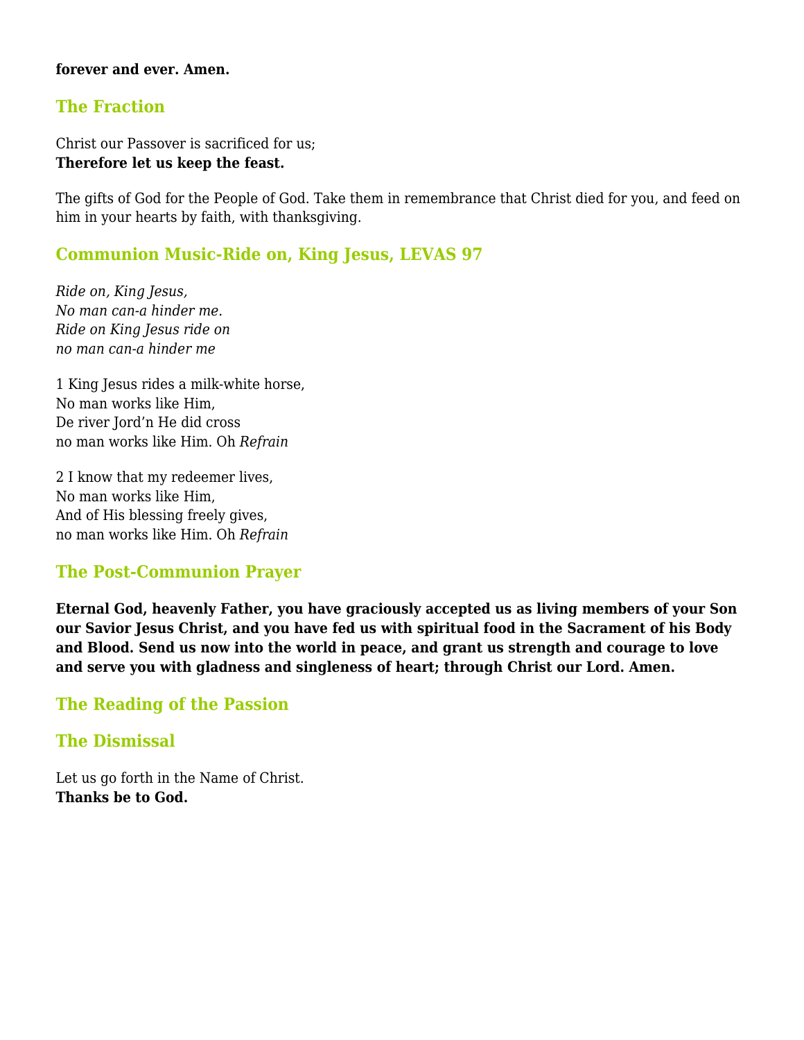**forever and ever. Amen.**

## The Fraction

Christ our Passover is sacrificed for us;
**Therefore let us keep the feast.**

The gifts of God for the People of God. Take them in remembrance that Christ died for you, and feed on him in your hearts by faith, with thanksgiving.

## Communion Music-Ride on, King Jesus, LEVAS 97

*Ride on, King Jesus,*
*No man can-a hinder me.*
*Ride on King Jesus ride on*
*no man can-a hinder me*

1 King Jesus rides a milk-white horse,
No man works like Him,
De river Jord'n He did cross
no man works like Him. Oh *Refrain*

2 I know that my redeemer lives,
No man works like Him,
And of His blessing freely gives,
no man works like Him. Oh *Refrain*

## The Post-Communion Prayer

**Eternal God, heavenly Father, you have graciously accepted us as living members of your Son our Savior Jesus Christ, and you have fed us with spiritual food in the Sacrament of his Body and Blood. Send us now into the world in peace, and grant us strength and courage to love and serve you with gladness and singleness of heart; through Christ our Lord. Amen.**

## The Reading of the Passion

## The Dismissal

Let us go forth in the Name of Christ.
**Thanks be to God.**